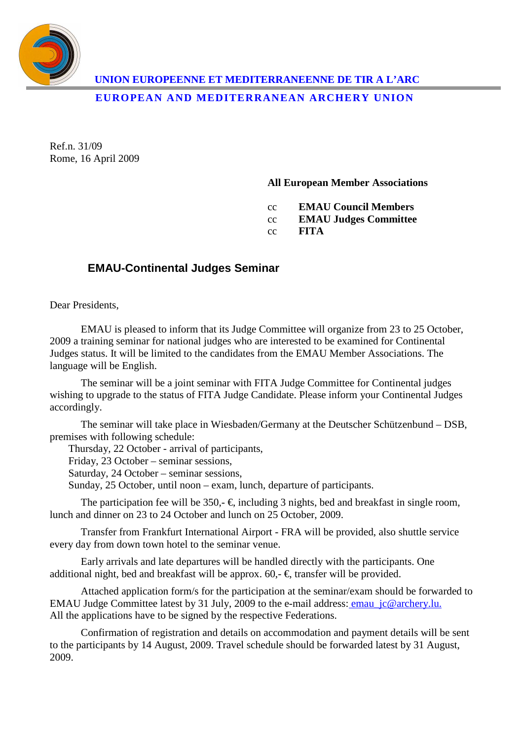**UNION EUROPEENNE ET MEDITERRANEENNE DE TIR A L'ARC**

**EUROPEAN AND MEDITERRANEAN ARCHERY UNION**

Ref.n. 31/09
Rome, 16 April 2009

**All European Member Associations**

cc **EMAU Council Members**
cc **EMAU Judges Committee**
cc **FITA**

## EMAU-Continental Judges Seminar

Dear Presidents,

EMAU is pleased to inform that its Judge Committee will organize from 23 to 25 October, 2009 a training seminar for national judges who are interested to be examined for Continental Judges status. It will be limited to the candidates from the EMAU Member Associations. The language will be English.

The seminar will be a joint seminar with FITA Judge Committee for Continental judges wishing to upgrade to the status of FITA Judge Candidate. Please inform your Continental Judges accordingly.

The seminar will take place in Wiesbaden/Germany at the Deutscher Schützenbund – DSB, premises with following schedule:

Thursday, 22 October - arrival of participants,
Friday, 23 October – seminar sessions,
Saturday, 24 October – seminar sessions,
Sunday, 25 October, until noon – exam, lunch, departure of participants.

The participation fee will be 350,- €, including 3 nights, bed and breakfast in single room, lunch and dinner on 23 to 24 October and lunch on 25 October, 2009.

Transfer from Frankfurt International Airport - FRA will be provided, also shuttle service every day from down town hotel to the seminar venue.

Early arrivals and late departures will be handled directly with the participants. One additional night, bed and breakfast will be approx. 60,- €, transfer will be provided.

Attached application form/s for the participation at the seminar/exam should be forwarded to EMAU Judge Committee latest by 31 July, 2009 to the e-mail address: emau_jc@archery.lu.
All the applications have to be signed by the respective Federations.

Confirmation of registration and details on accommodation and payment details will be sent to the participants by 14 August, 2009. Travel schedule should be forwarded latest by 31 August, 2009.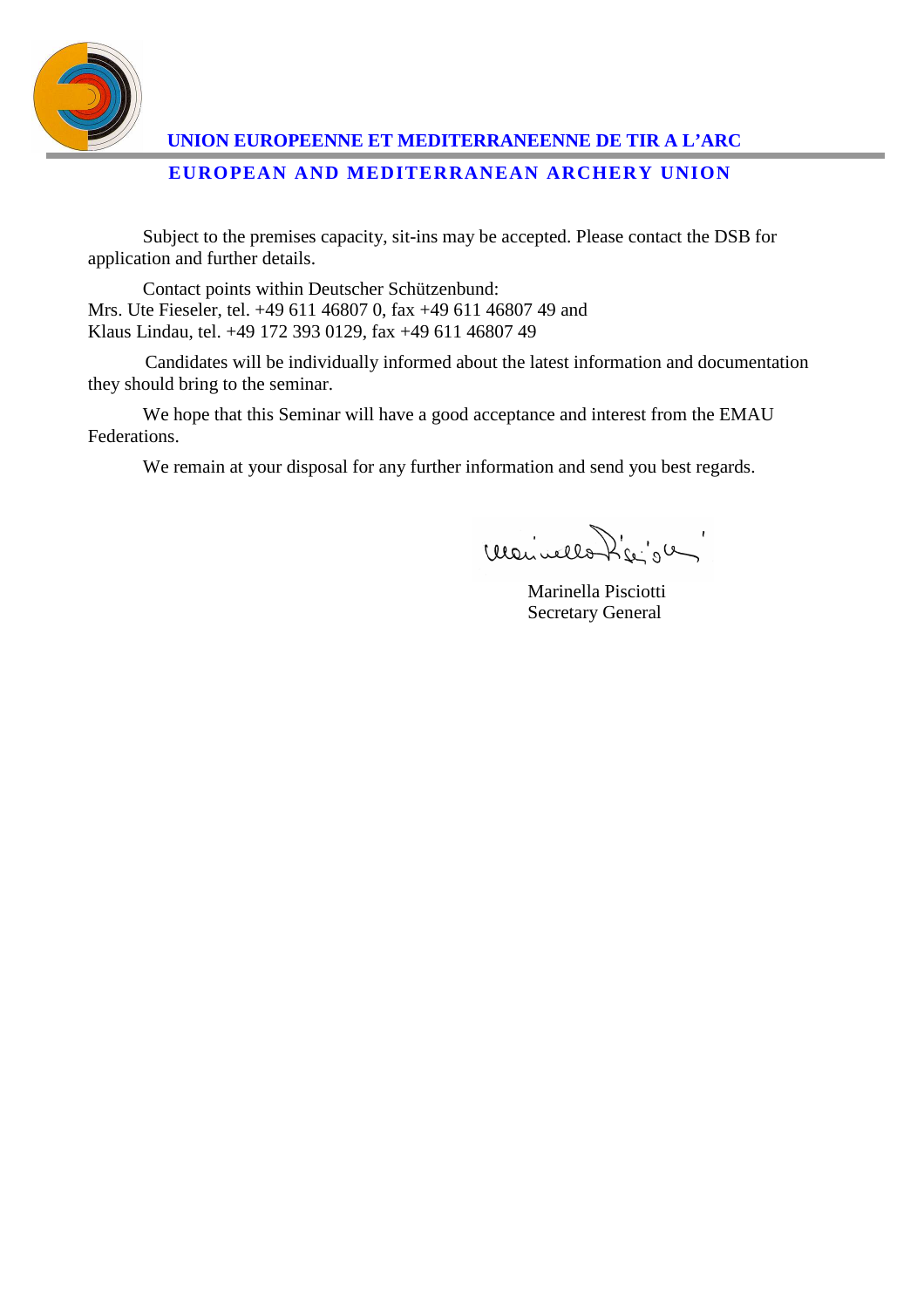UNION EUROPEENNE ET MEDITERRANEENNE DE TIR A L'ARC

EUROPEAN AND MEDITERRANEAN ARCHERY UNION

Subject to the premises capacity, sit-ins may be accepted. Please contact the DSB for application and further details.

Contact points within Deutscher Schützenbund:
Mrs. Ute Fieseler, tel. +49 611 46807 0, fax +49 611 46807 49 and
Klaus Lindau, tel. +49 172 393 0129, fax +49 611 46807 49

Candidates will be individually informed about the latest information and documentation they should bring to the seminar.

We hope that this Seminar will have a good acceptance and interest from the EMAU Federations.

We remain at your disposal for any further information and send you best regards.

Marinella Pisciotti
Secretary General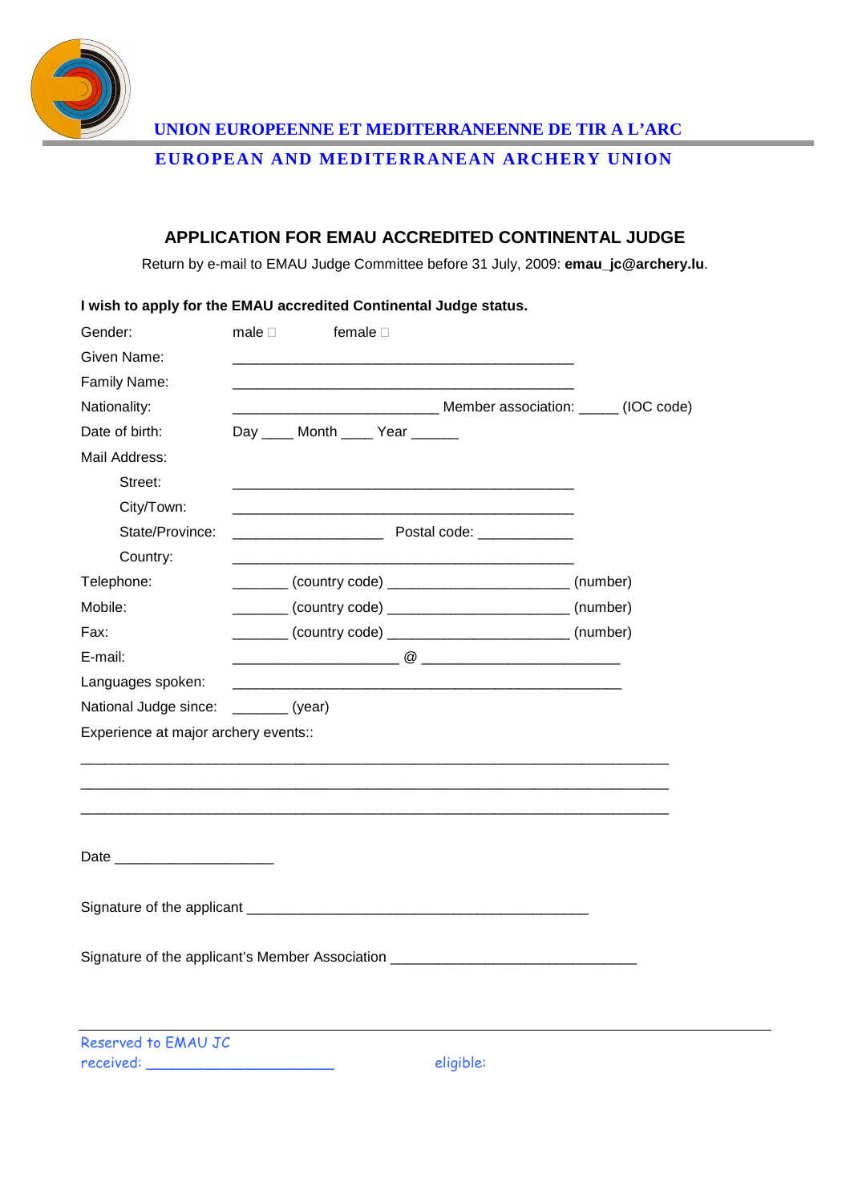UNION EUROPEENNE ET MEDITERRANEENNE DE TIR A L'ARC

EUROPEAN AND MEDITERRANEAN ARCHERY UNION

## APPLICATION FOR EMAU ACCREDITED CONTINENTAL JUDGE

Return by e-mail to EMAU Judge Committee before 31 July, 2009: **emau_jc@archery.lu**.

**I wish to apply for the EMAU accredited Continental Judge status.**

Gender: male ☐ female ☐

Given Name: ____________________________________________

Family Name: ____________________________________________

Nationality: __________________________ Member association: _____ (IOC code)

Date of birth: Day ____ Month ____ Year ______

Mail Address:

Street: ____________________________________________

City/Town: ____________________________________________

State/Province: ___________________ Postal code: ____________

Country: ____________________________________________

Telephone: _______ (country code) _______________________ (number)

Mobile: _______ (country code) _______________________ (number)

Fax: _______ (country code) _______________________ (number)

E-mail: _____________________ @ _________________________

Languages spoken: __________________________________________________

National Judge since: _______ (year)

Experience at major archery events::

___________________________________________________________________________

___________________________________________________________________________

___________________________________________________________________________

Date ____________________

Signature of the applicant ____________________________________________

Signature of the applicant's Member Association _______________________________

---

Reserved to EMAU JC

received: ________________________ eligible: